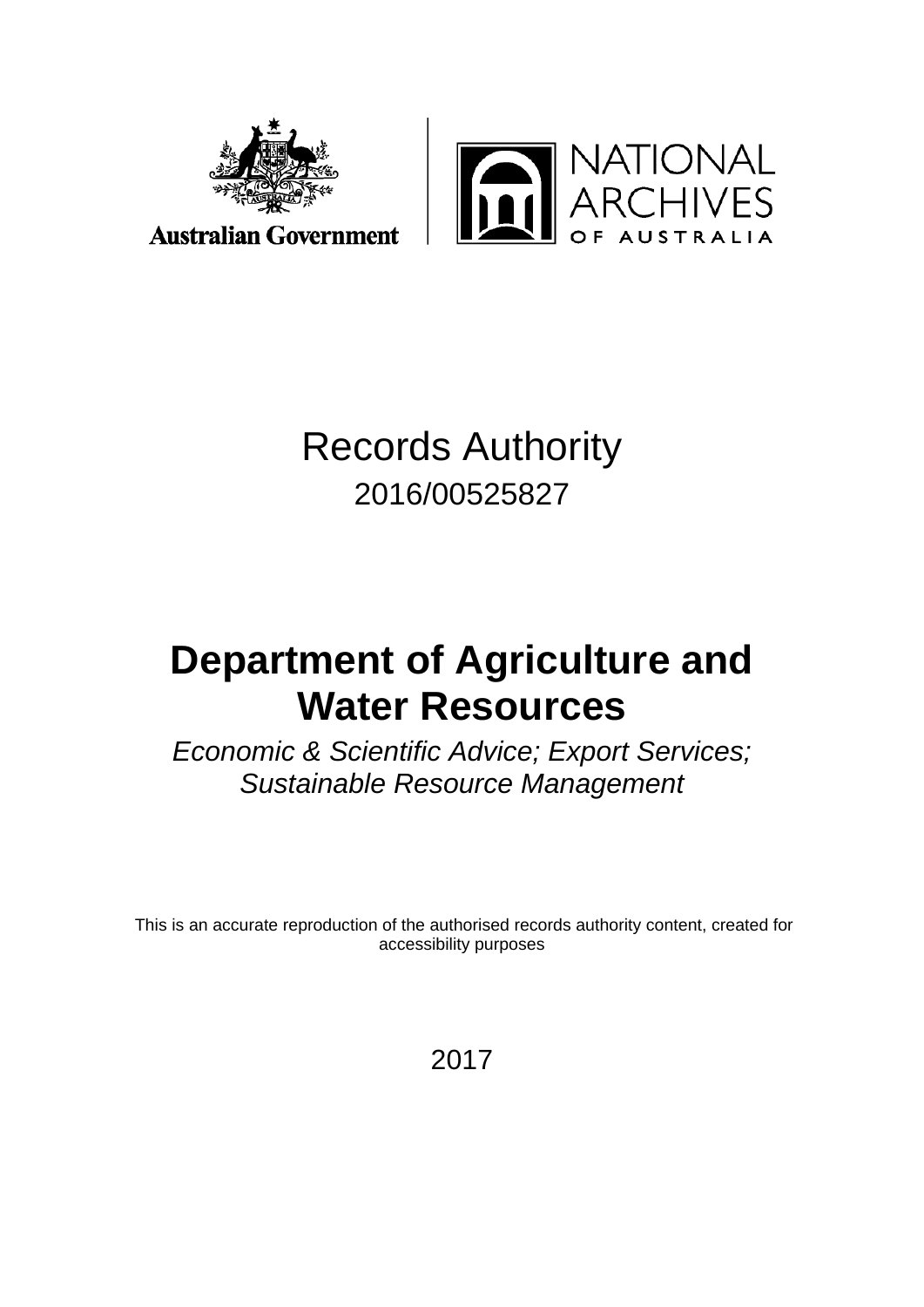Australian Government

NATIONAL ARCHIVES OF AUSTRALIA

# Records Authority

2016/00525827

# Department of Agriculture and Water Resources

*Economic & Scientific Advice; Export Services; Sustainable Resource Management*

This is an accurate reproduction of the authorised records authority content, created for accessibility purposes

2017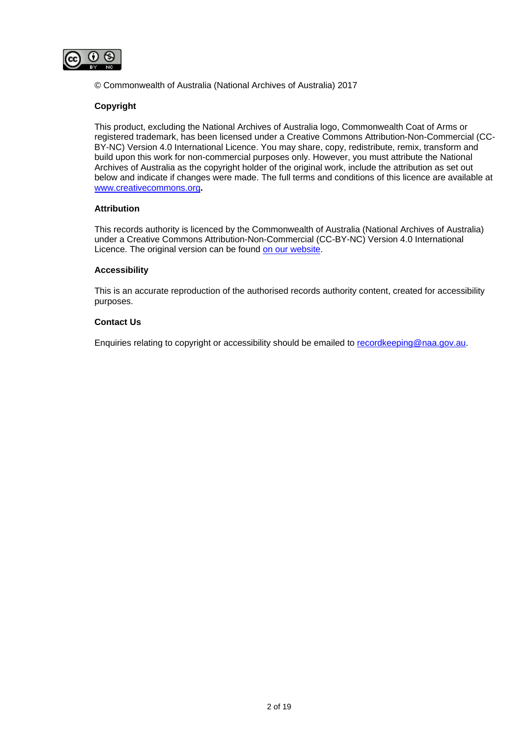© Commonwealth of Australia (National Archives of Australia) 2017

**Copyright**

This product, excluding the National Archives of Australia logo, Commonwealth Coat of Arms or registered trademark, has been licensed under a Creative Commons Attribution-Non-Commercial (CC-BY-NC) Version 4.0 International Licence. You may share, copy, redistribute, remix, transform and build upon this work for non-commercial purposes only. However, you must attribute the National Archives of Australia as the copyright holder of the original work, include the attribution as set out below and indicate if changes were made. The full terms and conditions of this licence are available at [www.creativecommons.org](http://www.creativecommons.org)**.**

**Attribution**

This records authority is licenced by the Commonwealth of Australia (National Archives of Australia) under a Creative Commons Attribution-Non-Commercial (CC-BY-NC) Version 4.0 International Licence. The original version can be found on our website.

**Accessibility**

This is an accurate reproduction of the authorised records authority content, created for accessibility purposes.

**Contact Us**

Enquiries relating to copyright or accessibility should be emailed to [recordkeeping@naa.gov.au](mailto:recordkeeping@naa.gov.au).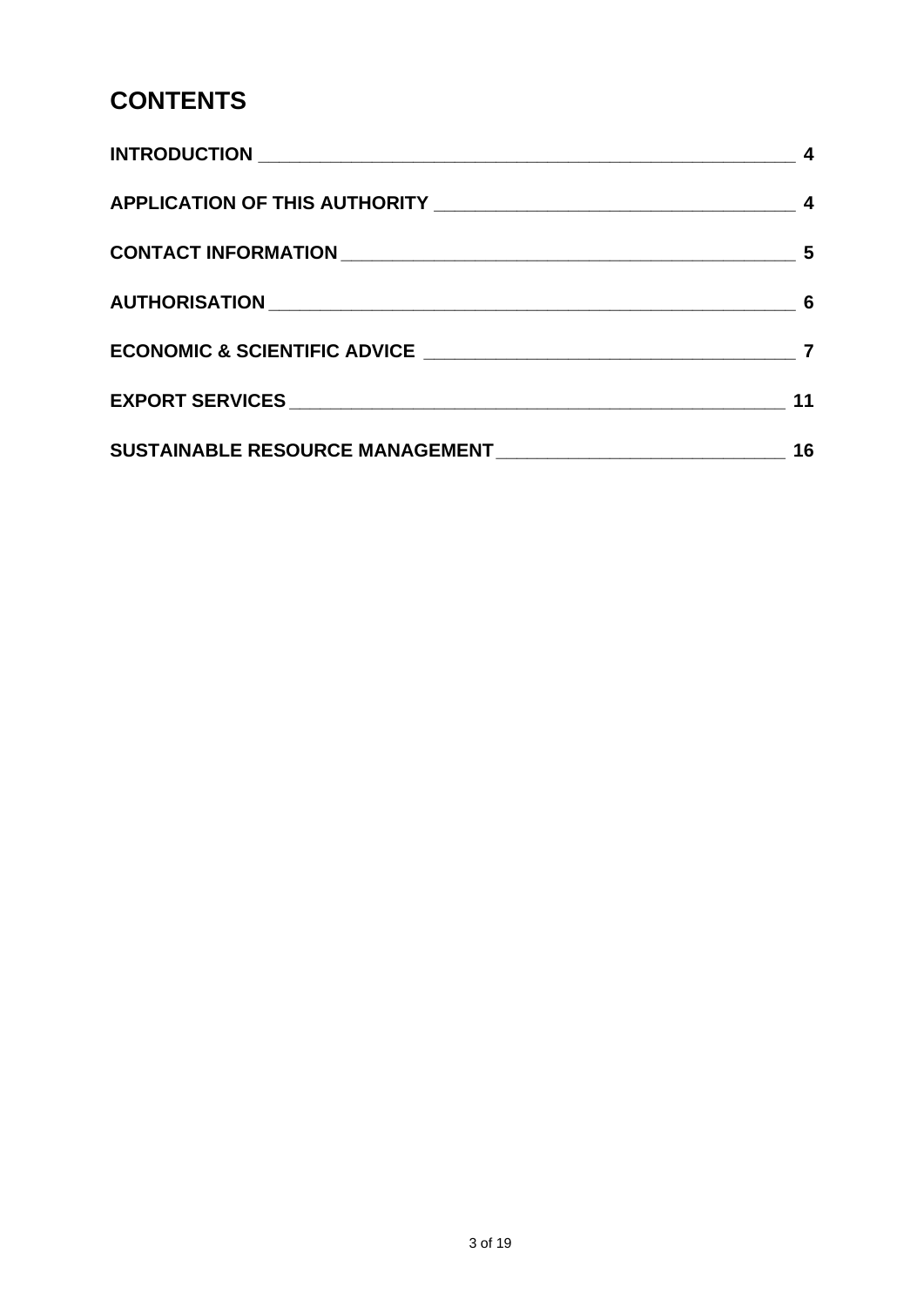# CONTENTS

| | |
|---|---|
| **INTRODUCTION** | **4** |
| **APPLICATION OF THIS AUTHORITY** | **4** |
| **CONTACT INFORMATION** | **5** |
| **AUTHORISATION** | **6** |
| **ECONOMIC & SCIENTIFIC ADVICE** | **7** |
| **EXPORT SERVICES** | **11** |
| **SUSTAINABLE RESOURCE MANAGEMENT** | **16** |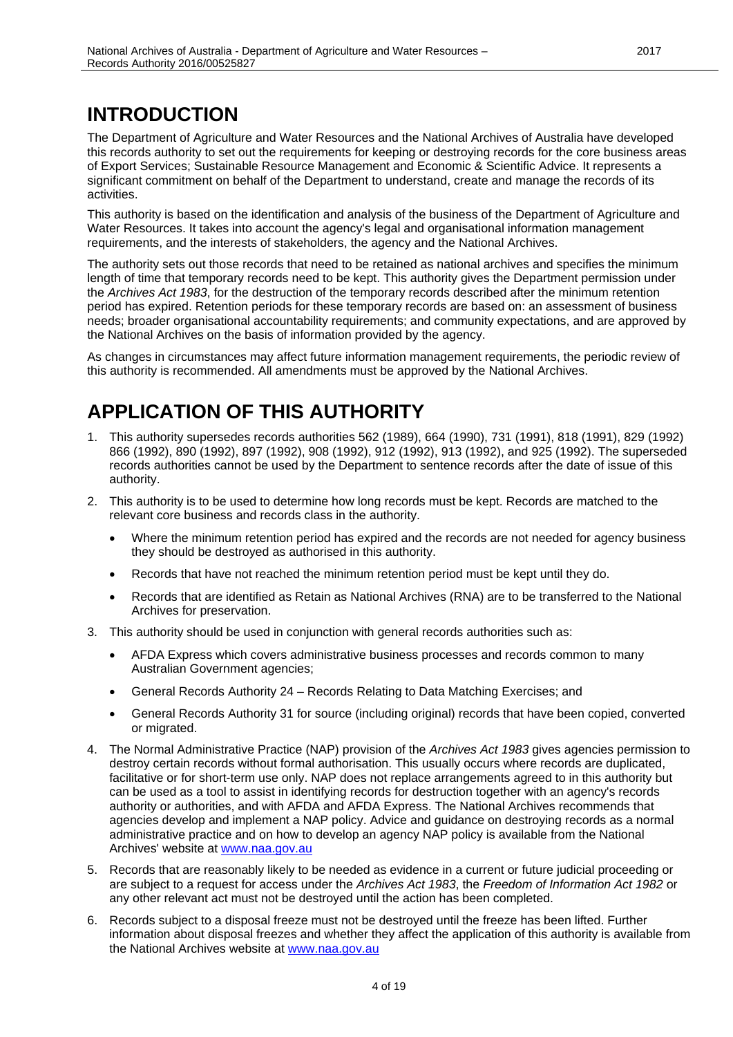# INTRODUCTION

The Department of Agriculture and Water Resources and the National Archives of Australia have developed this records authority to set out the requirements for keeping or destroying records for the core business areas of Export Services; Sustainable Resource Management and Economic & Scientific Advice. It represents a significant commitment on behalf of the Department to understand, create and manage the records of its activities.

This authority is based on the identification and analysis of the business of the Department of Agriculture and Water Resources. It takes into account the agency's legal and organisational information management requirements, and the interests of stakeholders, the agency and the National Archives.

The authority sets out those records that need to be retained as national archives and specifies the minimum length of time that temporary records need to be kept. This authority gives the Department permission under the *Archives Act 1983*, for the destruction of the temporary records described after the minimum retention period has expired. Retention periods for these temporary records are based on: an assessment of business needs; broader organisational accountability requirements; and community expectations, and are approved by the National Archives on the basis of information provided by the agency.

As changes in circumstances may affect future information management requirements, the periodic review of this authority is recommended. All amendments must be approved by the National Archives.

# APPLICATION OF THIS AUTHORITY

1. This authority supersedes records authorities 562 (1989), 664 (1990), 731 (1991), 818 (1991), 829 (1992) 866 (1992), 890 (1992), 897 (1992), 908 (1992), 912 (1992), 913 (1992), and 925 (1992). The superseded records authorities cannot be used by the Department to sentence records after the date of issue of this authority.
2. This authority is to be used to determine how long records must be kept. Records are matched to the relevant core business and records class in the authority.
   - Where the minimum retention period has expired and the records are not needed for agency business they should be destroyed as authorised in this authority.
   - Records that have not reached the minimum retention period must be kept until they do.
   - Records that are identified as Retain as National Archives (RNA) are to be transferred to the National Archives for preservation.
3. This authority should be used in conjunction with general records authorities such as:
   - AFDA Express which covers administrative business processes and records common to many Australian Government agencies;
   - General Records Authority 24 – Records Relating to Data Matching Exercises; and
   - General Records Authority 31 for source (including original) records that have been copied, converted or migrated.
4. The Normal Administrative Practice (NAP) provision of the *Archives Act 1983* gives agencies permission to destroy certain records without formal authorisation. This usually occurs where records are duplicated, facilitative or for short-term use only. NAP does not replace arrangements agreed to in this authority but can be used as a tool to assist in identifying records for destruction together with an agency's records authority or authorities, and with AFDA and AFDA Express. The National Archives recommends that agencies develop and implement a NAP policy. Advice and guidance on destroying records as a normal administrative practice and on how to develop an agency NAP policy is available from the National Archives' website at www.naa.gov.au
5. Records that are reasonably likely to be needed as evidence in a current or future judicial proceeding or are subject to a request for access under the *Archives Act 1983*, the *Freedom of Information Act 1982* or any other relevant act must not be destroyed until the action has been completed.
6. Records subject to a disposal freeze must not be destroyed until the freeze has been lifted. Further information about disposal freezes and whether they affect the application of this authority is available from the National Archives website at www.naa.gov.au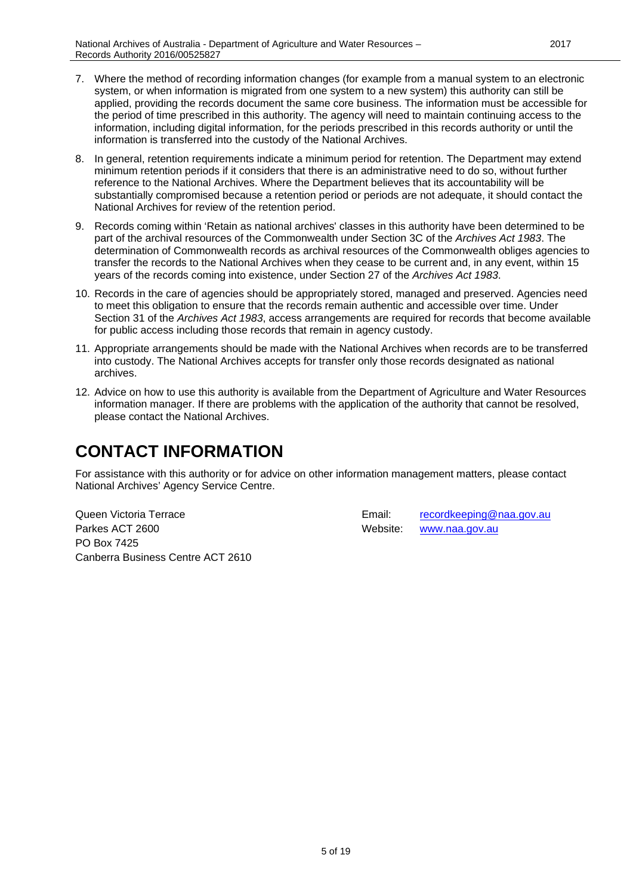7. Where the method of recording information changes (for example from a manual system to an electronic system, or when information is migrated from one system to a new system) this authority can still be applied, providing the records document the same core business. The information must be accessible for the period of time prescribed in this authority. The agency will need to maintain continuing access to the information, including digital information, for the periods prescribed in this records authority or until the information is transferred into the custody of the National Archives.

8. In general, retention requirements indicate a minimum period for retention. The Department may extend minimum retention periods if it considers that there is an administrative need to do so, without further reference to the National Archives. Where the Department believes that its accountability will be substantially compromised because a retention period or periods are not adequate, it should contact the National Archives for review of the retention period.

9. Records coming within 'Retain as national archives' classes in this authority have been determined to be part of the archival resources of the Commonwealth under Section 3C of the *Archives Act 1983*. The determination of Commonwealth records as archival resources of the Commonwealth obliges agencies to transfer the records to the National Archives when they cease to be current and, in any event, within 15 years of the records coming into existence, under Section 27 of the *Archives Act 1983*.

10. Records in the care of agencies should be appropriately stored, managed and preserved. Agencies need to meet this obligation to ensure that the records remain authentic and accessible over time. Under Section 31 of the *Archives Act 1983*, access arrangements are required for records that become available for public access including those records that remain in agency custody.

11. Appropriate arrangements should be made with the National Archives when records are to be transferred into custody. The National Archives accepts for transfer only those records designated as national archives.

12. Advice on how to use this authority is available from the Department of Agriculture and Water Resources information manager. If there are problems with the application of the authority that cannot be resolved, please contact the National Archives.

# CONTACT INFORMATION

For assistance with this authority or for advice on other information management matters, please contact National Archives' Agency Service Centre.

Queen Victoria Terrace
Parkes ACT 2600
PO Box 7425
Canberra Business Centre ACT 2610

Email: recordkeeping@naa.gov.au
Website: www.naa.gov.au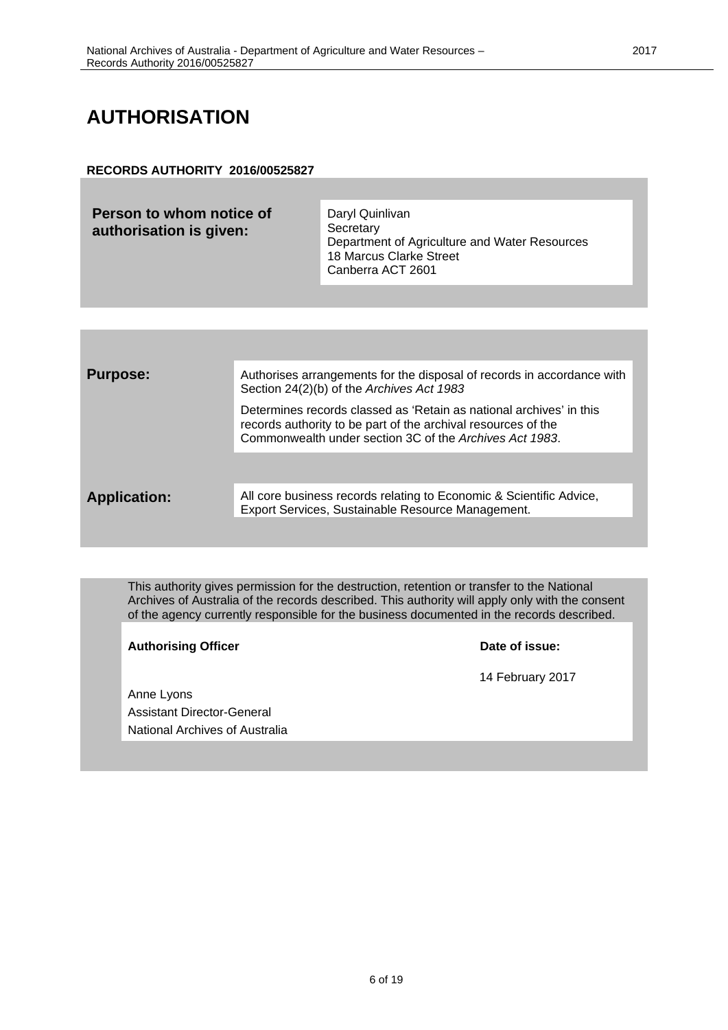# AUTHORISATION

**RECORDS AUTHORITY 2016/00525827**

| **Person to whom notice of authorisation is given:** | Daryl Quinlivan<br>Secretary<br>Department of Agriculture and Water Resources<br>18 Marcus Clarke Street<br>Canberra ACT 2601 |
|---|---|

| | |
|---|---|
| **Purpose:** | Authorises arrangements for the disposal of records in accordance with Section 24(2)(b) of the *Archives Act 1983*<br><br>Determines records classed as 'Retain as national archives' in this records authority to be part of the archival resources of the Commonwealth under section 3C of the *Archives Act 1983*. |
| **Application:** | All core business records relating to Economic & Scientific Advice, Export Services, Sustainable Resource Management. |

This authority gives permission for the destruction, retention or transfer to the National Archives of Australia of the records described. This authority will apply only with the consent of the agency currently responsible for the business documented in the records described.

| **Authorising Officer** | **Date of issue:** |
|---|---|
| Anne Lyons<br>Assistant Director-General<br>National Archives of Australia | 14 February 2017 |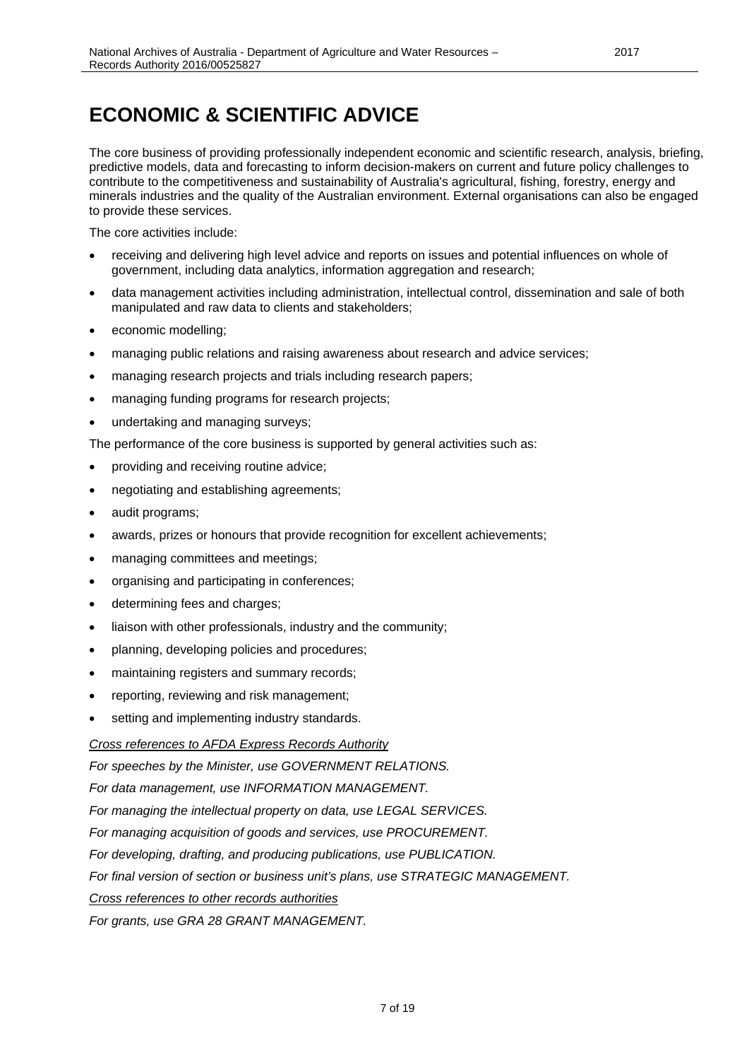# ECONOMIC & SCIENTIFIC ADVICE

The core business of providing professionally independent economic and scientific research, analysis, briefing, predictive models, data and forecasting to inform decision-makers on current and future policy challenges to contribute to the competitiveness and sustainability of Australia's agricultural, fishing, forestry, energy and minerals industries and the quality of the Australian environment. External organisations can also be engaged to provide these services.

The core activities include:

- receiving and delivering high level advice and reports on issues and potential influences on whole of government, including data analytics, information aggregation and research;
- data management activities including administration, intellectual control, dissemination and sale of both manipulated and raw data to clients and stakeholders;
- economic modelling;
- managing public relations and raising awareness about research and advice services;
- managing research projects and trials including research papers;
- managing funding programs for research projects;
- undertaking and managing surveys;

The performance of the core business is supported by general activities such as:

- providing and receiving routine advice;
- negotiating and establishing agreements;
- audit programs;
- awards, prizes or honours that provide recognition for excellent achievements;
- managing committees and meetings;
- organising and participating in conferences;
- determining fees and charges;
- liaison with other professionals, industry and the community;
- planning, developing policies and procedures;
- maintaining registers and summary records;
- reporting, reviewing and risk management;
- setting and implementing industry standards.

*Cross references to AFDA Express Records Authority*

*For speeches by the Minister, use GOVERNMENT RELATIONS.*

*For data management, use INFORMATION MANAGEMENT.*

*For managing the intellectual property on data, use LEGAL SERVICES.*

*For managing acquisition of goods and services, use PROCUREMENT.*

*For developing, drafting, and producing publications, use PUBLICATION.*

*For final version of section or business unit's plans, use STRATEGIC MANAGEMENT.*

*Cross references to other records authorities*

*For grants, use GRA 28 GRANT MANAGEMENT.*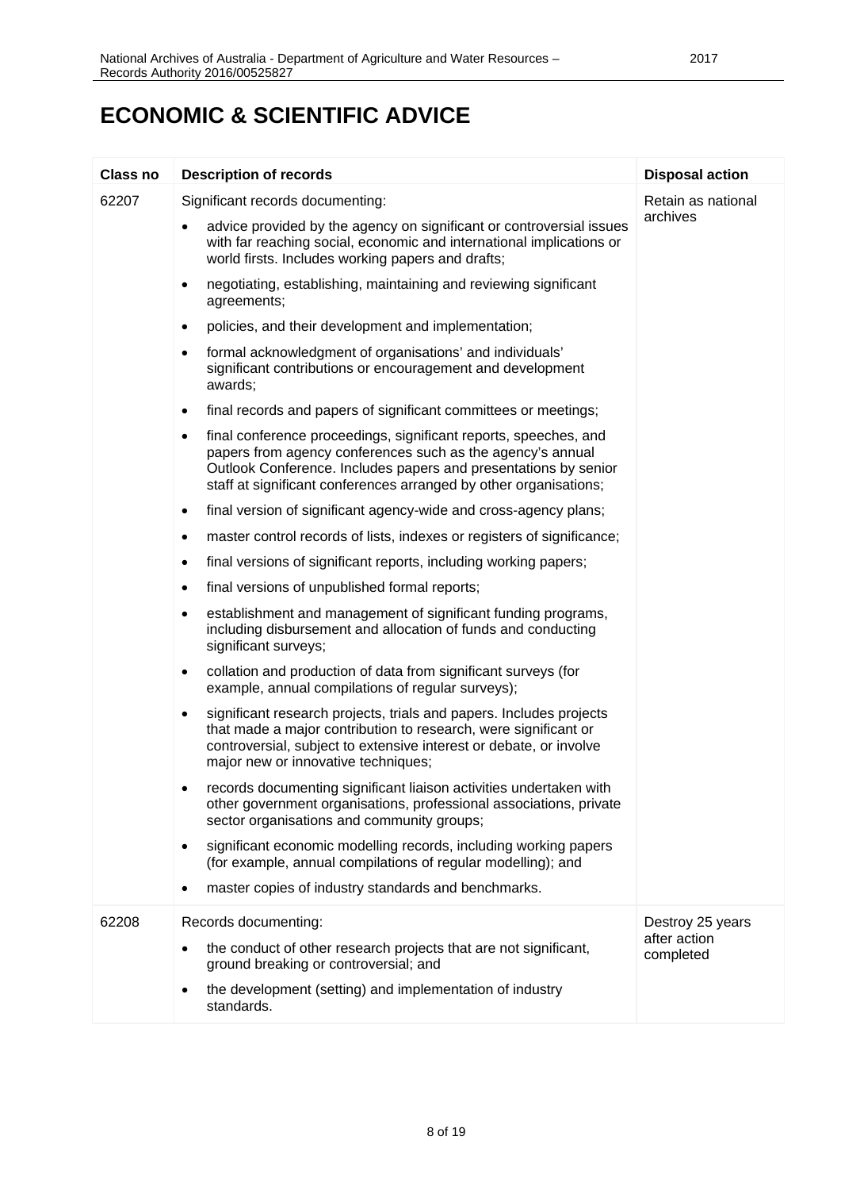# ECONOMIC & SCIENTIFIC ADVICE

| Class no | Description of records | Disposal action |
|---|---|---|
| 62207 | Significant records documenting:<br>• advice provided by the agency on significant or controversial issues with far reaching social, economic and international implications or world firsts. Includes working papers and drafts;<br>• negotiating, establishing, maintaining and reviewing significant agreements;<br>• policies, and their development and implementation;<br>• formal acknowledgment of organisations' and individuals' significant contributions or encouragement and development awards;<br>• final records and papers of significant committees or meetings;<br>• final conference proceedings, significant reports, speeches, and papers from agency conferences such as the agency's annual Outlook Conference. Includes papers and presentations by senior staff at significant conferences arranged by other organisations;<br>• final version of significant agency-wide and cross-agency plans;<br>• master control records of lists, indexes or registers of significance;<br>• final versions of significant reports, including working papers;<br>• final versions of unpublished formal reports;<br>• establishment and management of significant funding programs, including disbursement and allocation of funds and conducting significant surveys;<br>• collation and production of data from significant surveys (for example, annual compilations of regular surveys);<br>• significant research projects, trials and papers. Includes projects that made a major contribution to research, were significant or controversial, subject to extensive interest or debate, or involve major new or innovative techniques;<br>• records documenting significant liaison activities undertaken with other government organisations, professional associations, private sector organisations and community groups;<br>• significant economic modelling records, including working papers (for example, annual compilations of regular modelling); and<br>• master copies of industry standards and benchmarks. | Retain as national archives |
| 62208 | Records documenting:<br>• the conduct of other research projects that are not significant, ground breaking or controversial; and<br>• the development (setting) and implementation of industry standards. | Destroy 25 years after action completed |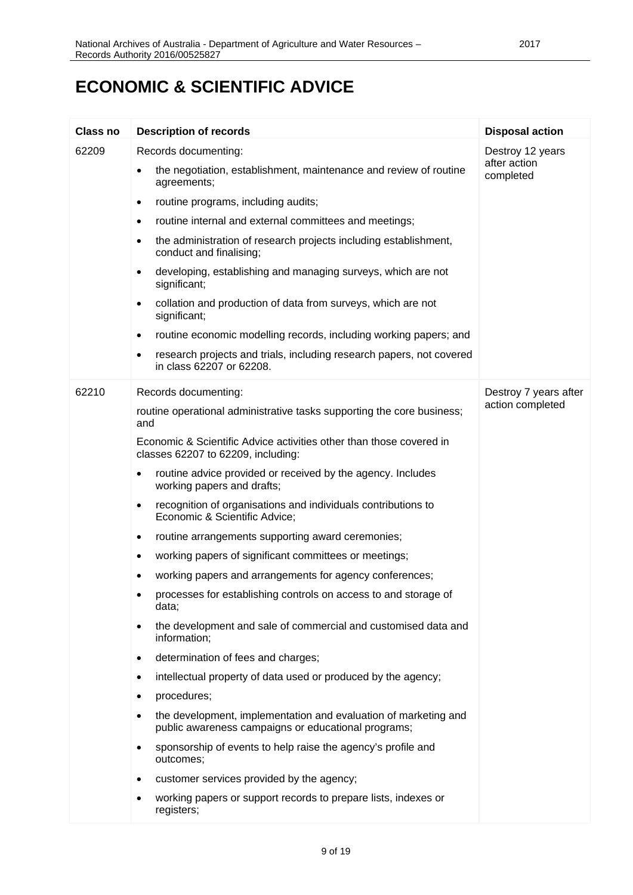# ECONOMIC & SCIENTIFIC ADVICE

| Class no | Description of records | Disposal action |
|---|---|---|
| 62209 | Records documenting:<br>• the negotiation, establishment, maintenance and review of routine agreements;<br>• routine programs, including audits;<br>• routine internal and external committees and meetings;<br>• the administration of research projects including establishment, conduct and finalising;<br>• developing, establishing and managing surveys, which are not significant;<br>• collation and production of data from surveys, which are not significant;<br>• routine economic modelling records, including working papers; and<br>• research projects and trials, including research papers, not covered in class 62207 or 62208. | Destroy 12 years after action completed |
| 62210 | Records documenting:<br>routine operational administrative tasks supporting the core business; and<br>Economic & Scientific Advice activities other than those covered in classes 62207 to 62209, including:<br>• routine advice provided or received by the agency. Includes working papers and drafts;<br>• recognition of organisations and individuals contributions to Economic & Scientific Advice;<br>• routine arrangements supporting award ceremonies;<br>• working papers of significant committees or meetings;<br>• working papers and arrangements for agency conferences;<br>• processes for establishing controls on access to and storage of data;<br>• the development and sale of commercial and customised data and information;<br>• determination of fees and charges;<br>• intellectual property of data used or produced by the agency;<br>• procedures;<br>• the development, implementation and evaluation of marketing and public awareness campaigns or educational programs;<br>• sponsorship of events to help raise the agency's profile and outcomes;<br>• customer services provided by the agency;<br>• working papers or support records to prepare lists, indexes or registers; | Destroy 7 years after action completed |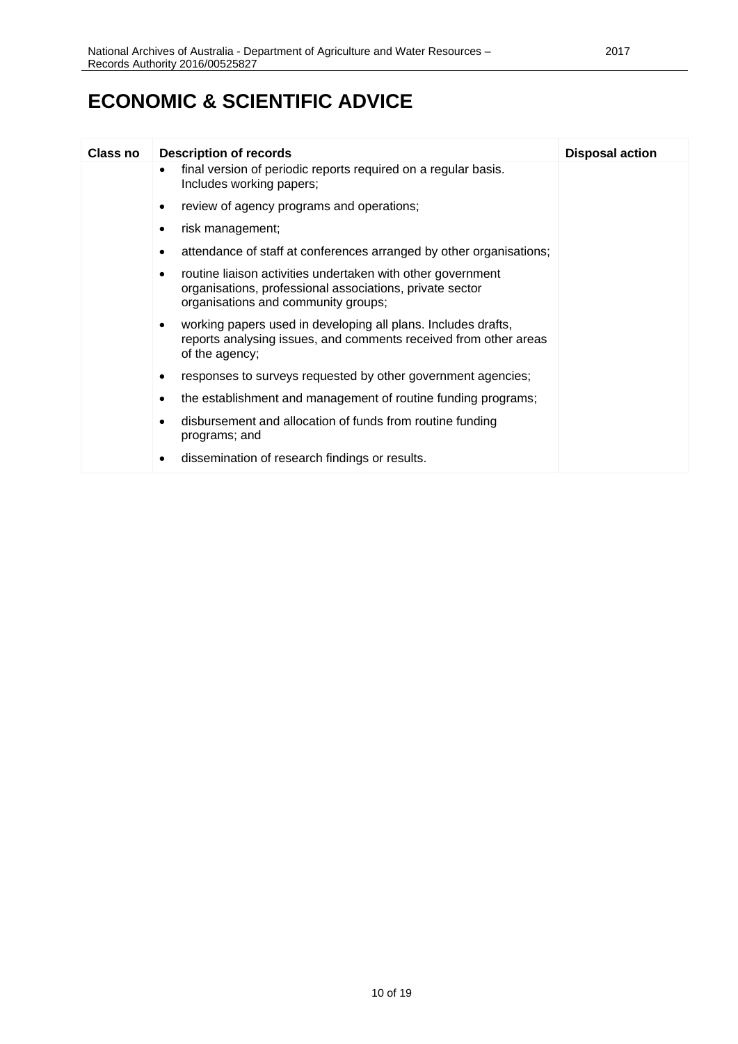# ECONOMIC & SCIENTIFIC ADVICE

| Class no | Description of records | Disposal action |
|---|---|---|
| | • final version of periodic reports required on a regular basis. Includes working papers;<br>• review of agency programs and operations;<br>• risk management;<br>• attendance of staff at conferences arranged by other organisations;<br>• routine liaison activities undertaken with other government organisations, professional associations, private sector organisations and community groups;<br>• working papers used in developing all plans. Includes drafts, reports analysing issues, and comments received from other areas of the agency;<br>• responses to surveys requested by other government agencies;<br>• the establishment and management of routine funding programs;<br>• disbursement and allocation of funds from routine funding programs; and<br>• dissemination of research findings or results. | |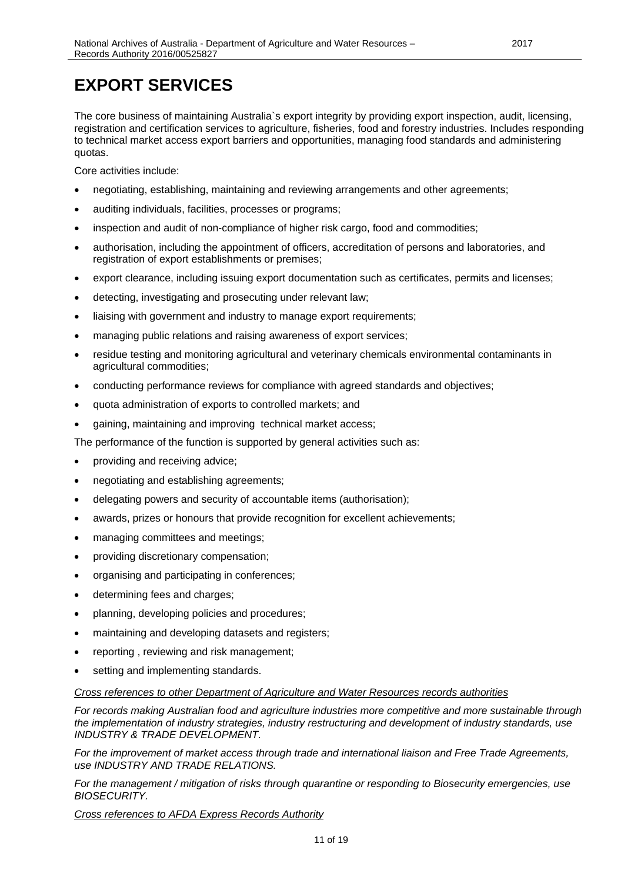# EXPORT SERVICES

The core business of maintaining Australia`s export integrity by providing export inspection, audit, licensing, registration and certification services to agriculture, fisheries, food and forestry industries. Includes responding to technical market access export barriers and opportunities, managing food standards and administering quotas.

Core activities include:

- negotiating, establishing, maintaining and reviewing arrangements and other agreements;
- auditing individuals, facilities, processes or programs;
- inspection and audit of non-compliance of higher risk cargo, food and commodities;
- authorisation, including the appointment of officers, accreditation of persons and laboratories, and registration of export establishments or premises;
- export clearance, including issuing export documentation such as certificates, permits and licenses;
- detecting, investigating and prosecuting under relevant law;
- liaising with government and industry to manage export requirements;
- managing public relations and raising awareness of export services;
- residue testing and monitoring agricultural and veterinary chemicals environmental contaminants in agricultural commodities;
- conducting performance reviews for compliance with agreed standards and objectives;
- quota administration of exports to controlled markets; and
- gaining, maintaining and improving technical market access;

The performance of the function is supported by general activities such as:

- providing and receiving advice;
- negotiating and establishing agreements;
- delegating powers and security of accountable items (authorisation);
- awards, prizes or honours that provide recognition for excellent achievements;
- managing committees and meetings;
- providing discretionary compensation;
- organising and participating in conferences;
- determining fees and charges;
- planning, developing policies and procedures;
- maintaining and developing datasets and registers;
- reporting , reviewing and risk management;
- setting and implementing standards.

*Cross references to other Department of Agriculture and Water Resources records authorities*

*For records making Australian food and agriculture industries more competitive and more sustainable through the implementation of industry strategies, industry restructuring and development of industry standards, use INDUSTRY & TRADE DEVELOPMENT.*

*For the improvement of market access through trade and international liaison and Free Trade Agreements, use INDUSTRY AND TRADE RELATIONS.*

*For the management / mitigation of risks through quarantine or responding to Biosecurity emergencies, use BIOSECURITY.*

*Cross references to AFDA Express Records Authority*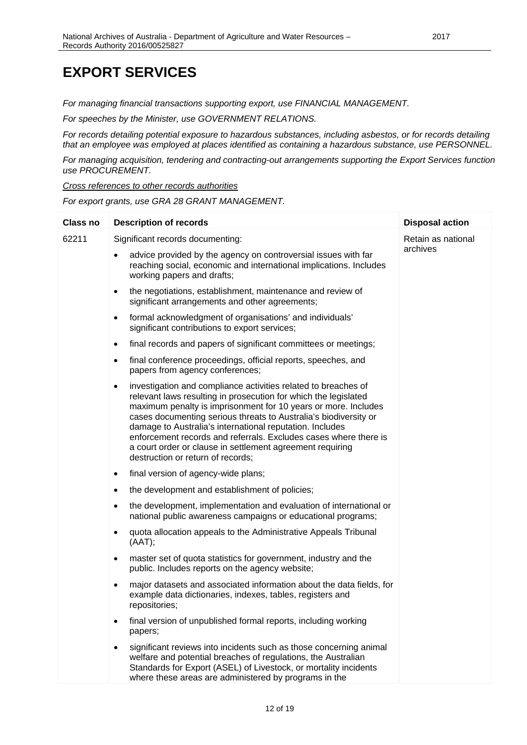# EXPORT SERVICES

*For managing financial transactions supporting export, use FINANCIAL MANAGEMENT.*

*For speeches by the Minister, use GOVERNMENT RELATIONS.*

*For records detailing potential exposure to hazardous substances, including asbestos, or for records detailing that an employee was employed at places identified as containing a hazardous substance, use PERSONNEL.*

*For managing acquisition, tendering and contracting-out arrangements supporting the Export Services function use PROCUREMENT.*

*Cross references to other records authorities*

*For export grants, use GRA 28 GRANT MANAGEMENT.*

| Class no | Description of records | Disposal action |
|---|---|---|
| 62211 | Significant records documenting:<br>• advice provided by the agency on controversial issues with far reaching social, economic and international implications. Includes working papers and drafts;<br>• the negotiations, establishment, maintenance and review of significant arrangements and other agreements;<br>• formal acknowledgment of organisations' and individuals' significant contributions to export services;<br>• final records and papers of significant committees or meetings;<br>• final conference proceedings, official reports, speeches, and papers from agency conferences;<br>• investigation and compliance activities related to breaches of relevant laws resulting in prosecution for which the legislated maximum penalty is imprisonment for 10 years or more. Includes cases documenting serious threats to Australia's biodiversity or damage to Australia's international reputation. Includes enforcement records and referrals. Excludes cases where there is a court order or clause in settlement agreement requiring destruction or return of records;<br>• final version of agency-wide plans;<br>• the development and establishment of policies;<br>• the development, implementation and evaluation of international or national public awareness campaigns or educational programs;<br>• quota allocation appeals to the Administrative Appeals Tribunal (AAT);<br>• master set of quota statistics for government, industry and the public. Includes reports on the agency website;<br>• major datasets and associated information about the data fields, for example data dictionaries, indexes, tables, registers and repositories;<br>• final version of unpublished formal reports, including working papers;<br>• significant reviews into incidents such as those concerning animal welfare and potential breaches of regulations, the Australian Standards for Export (ASEL) of Livestock, or mortality incidents where these areas are administered by programs in the | Retain as national archives |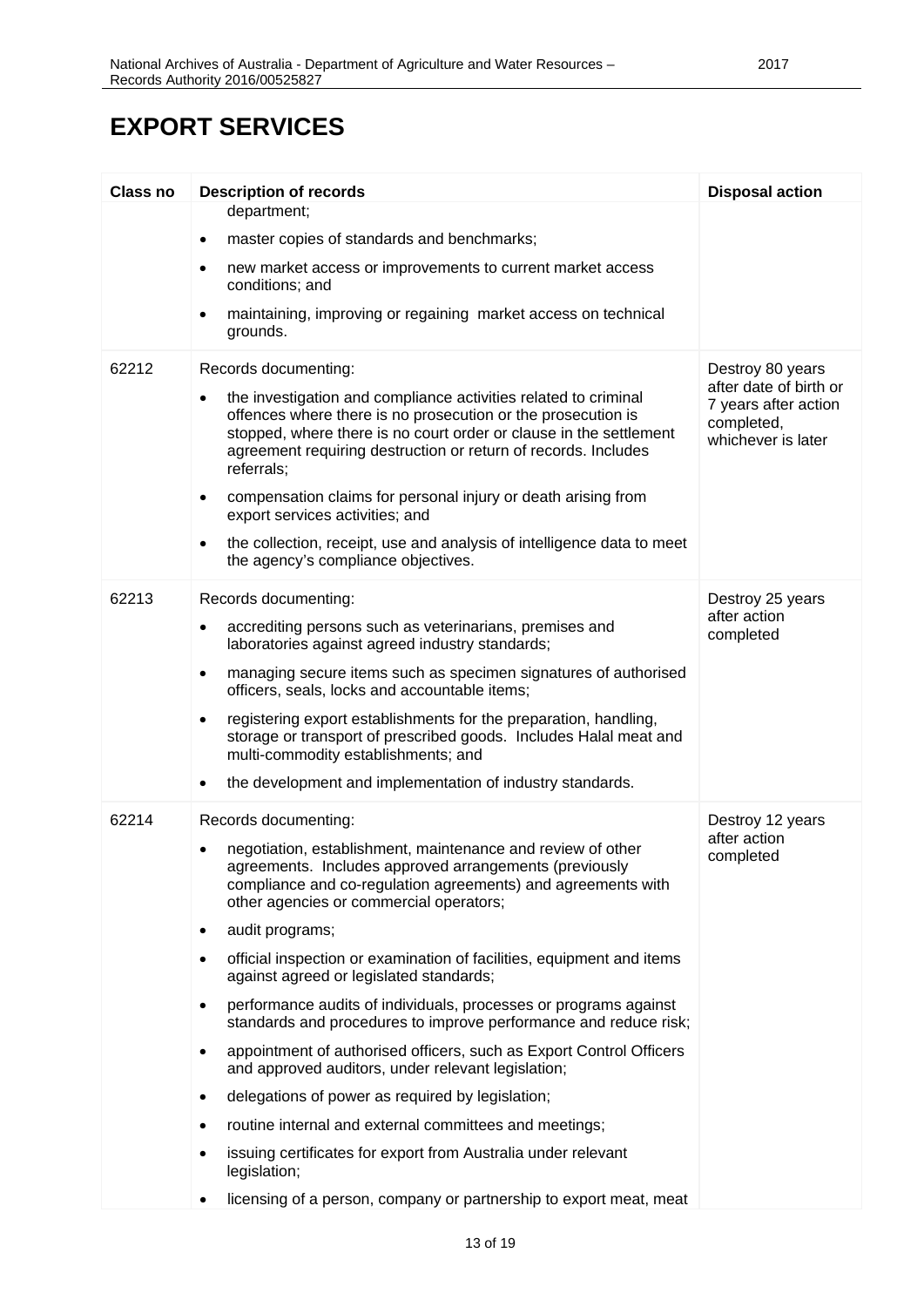# EXPORT SERVICES

| Class no | Description of records | Disposal action |
|---|---|---|
| | department;<br>• master copies of standards and benchmarks;<br>• new market access or improvements to current market access conditions; and<br>• maintaining, improving or regaining market access on technical grounds. | |
| 62212 | Records documenting:<br>• the investigation and compliance activities related to criminal offences where there is no prosecution or the prosecution is stopped, where there is no court order or clause in the settlement agreement requiring destruction or return of records. Includes referrals;<br>• compensation claims for personal injury or death arising from export services activities; and<br>• the collection, receipt, use and analysis of intelligence data to meet the agency's compliance objectives. | Destroy 80 years after date of birth or 7 years after action completed, whichever is later |
| 62213 | Records documenting:<br>• accrediting persons such as veterinarians, premises and laboratories against agreed industry standards;<br>• managing secure items such as specimen signatures of authorised officers, seals, locks and accountable items;<br>• registering export establishments for the preparation, handling, storage or transport of prescribed goods. Includes Halal meat and multi-commodity establishments; and<br>• the development and implementation of industry standards. | Destroy 25 years after action completed |
| 62214 | Records documenting:<br>• negotiation, establishment, maintenance and review of other agreements. Includes approved arrangements (previously compliance and co-regulation agreements) and agreements with other agencies or commercial operators;<br>• audit programs;<br>• official inspection or examination of facilities, equipment and items against agreed or legislated standards;<br>• performance audits of individuals, processes or programs against standards and procedures to improve performance and reduce risk;<br>• appointment of authorised officers, such as Export Control Officers and approved auditors, under relevant legislation;<br>• delegations of power as required by legislation;<br>• routine internal and external committees and meetings;<br>• issuing certificates for export from Australia under relevant legislation;<br>• licensing of a person, company or partnership to export meat, meat | Destroy 12 years after action completed |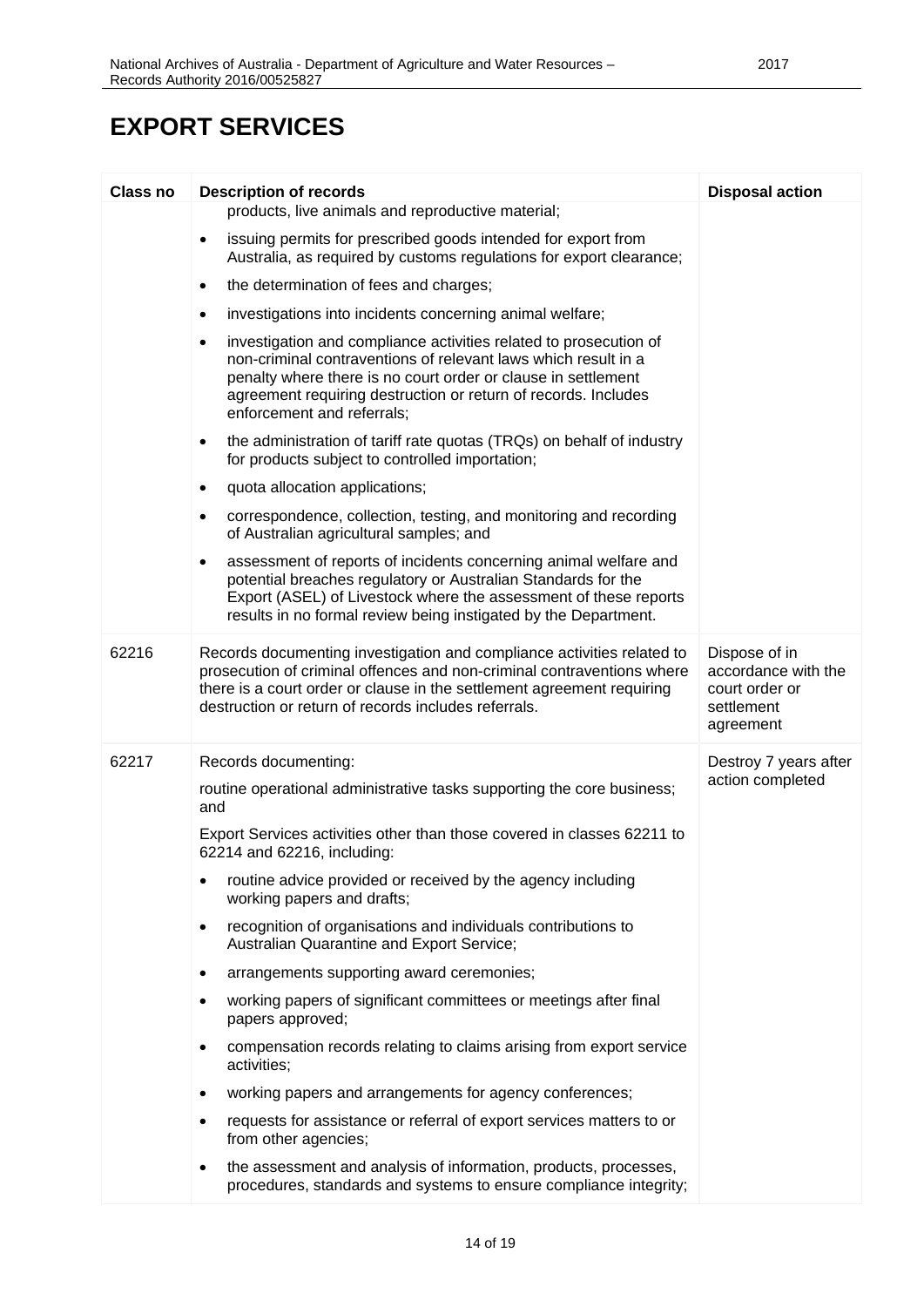# EXPORT SERVICES

| Class no | Description of records | Disposal action |
|---|---|---|
| | products, live animals and reproductive material;<br>• issuing permits for prescribed goods intended for export from Australia, as required by customs regulations for export clearance;<br>• the determination of fees and charges;<br>• investigations into incidents concerning animal welfare;<br>• investigation and compliance activities related to prosecution of non-criminal contraventions of relevant laws which result in a penalty where there is no court order or clause in settlement agreement requiring destruction or return of records. Includes enforcement and referrals;<br>• the administration of tariff rate quotas (TRQs) on behalf of industry for products subject to controlled importation;<br>• quota allocation applications;<br>• correspondence, collection, testing, and monitoring and recording of Australian agricultural samples; and<br>• assessment of reports of incidents concerning animal welfare and potential breaches regulatory or Australian Standards for the Export (ASEL) of Livestock where the assessment of these reports results in no formal review being instigated by the Department. | |
| 62216 | Records documenting investigation and compliance activities related to prosecution of criminal offences and non-criminal contraventions where there is a court order or clause in the settlement agreement requiring destruction or return of records includes referrals. | Dispose of in accordance with the court order or settlement agreement |
| 62217 | Records documenting:<br>routine operational administrative tasks supporting the core business; and<br>Export Services activities other than those covered in classes 62211 to 62214 and 62216, including:<br>• routine advice provided or received by the agency including working papers and drafts;<br>• recognition of organisations and individuals contributions to Australian Quarantine and Export Service;<br>• arrangements supporting award ceremonies;<br>• working papers of significant committees or meetings after final papers approved;<br>• compensation records relating to claims arising from export service activities;<br>• working papers and arrangements for agency conferences;<br>• requests for assistance or referral of export services matters to or from other agencies;<br>• the assessment and analysis of information, products, processes, procedures, standards and systems to ensure compliance integrity; | Destroy 7 years after action completed |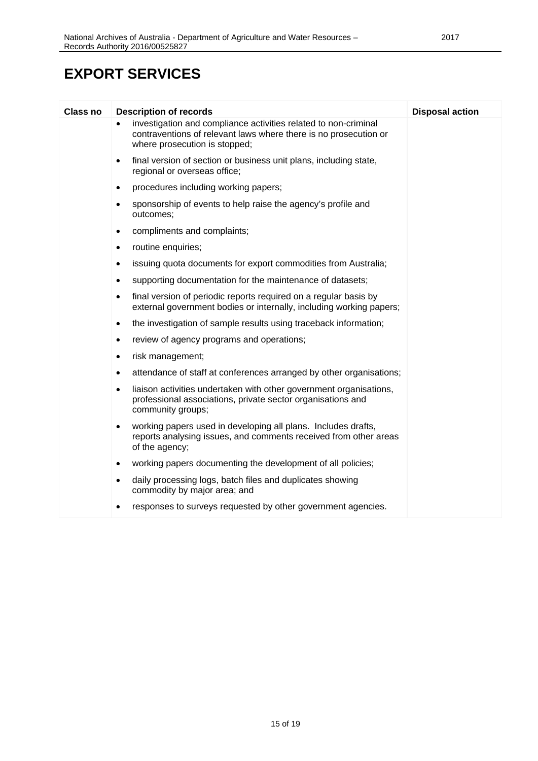# EXPORT SERVICES

| Class no | Description of records | Disposal action |
|---|---|---|
| | • investigation and compliance activities related to non-criminal contraventions of relevant laws where there is no prosecution or where prosecution is stopped;<br>• final version of section or business unit plans, including state, regional or overseas office;<br>• procedures including working papers;<br>• sponsorship of events to help raise the agency's profile and outcomes;<br>• compliments and complaints;<br>• routine enquiries;<br>• issuing quota documents for export commodities from Australia;<br>• supporting documentation for the maintenance of datasets;<br>• final version of periodic reports required on a regular basis by external government bodies or internally, including working papers;<br>• the investigation of sample results using traceback information;<br>• review of agency programs and operations;<br>• risk management;<br>• attendance of staff at conferences arranged by other organisations;<br>• liaison activities undertaken with other government organisations, professional associations, private sector organisations and community groups;<br>• working papers used in developing all plans. Includes drafts, reports analysing issues, and comments received from other areas of the agency;<br>• working papers documenting the development of all policies;<br>• daily processing logs, batch files and duplicates showing commodity by major area; and<br>• responses to surveys requested by other government agencies. | |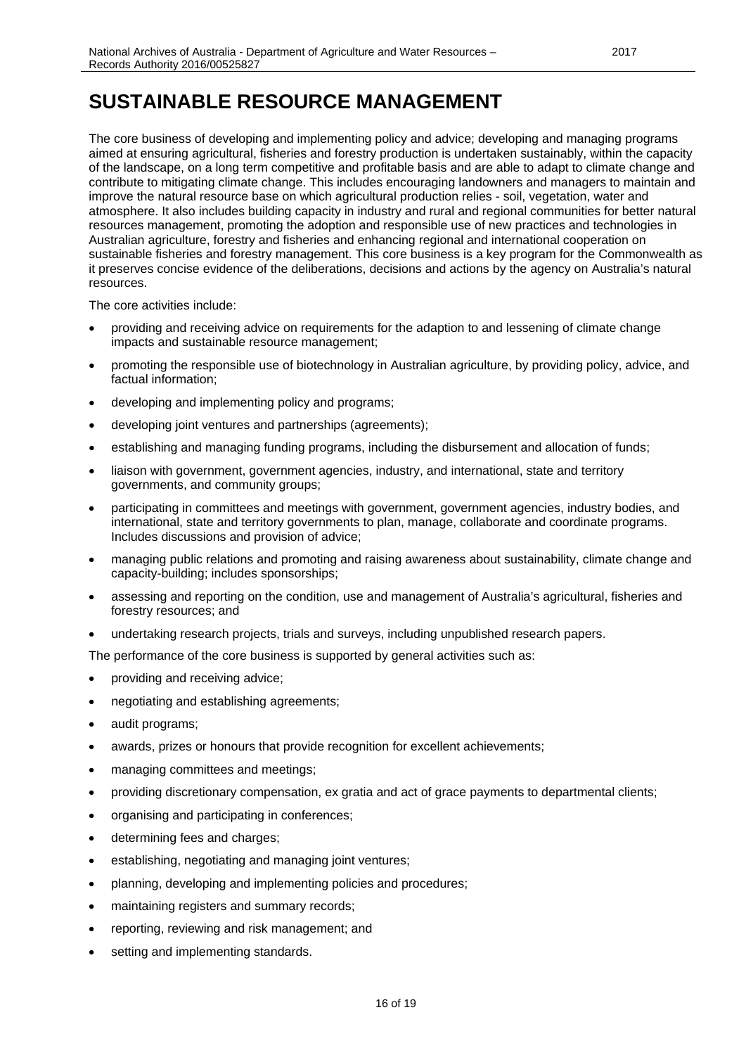# SUSTAINABLE RESOURCE MANAGEMENT

The core business of developing and implementing policy and advice; developing and managing programs aimed at ensuring agricultural, fisheries and forestry production is undertaken sustainably, within the capacity of the landscape, on a long term competitive and profitable basis and are able to adapt to climate change and contribute to mitigating climate change. This includes encouraging landowners and managers to maintain and improve the natural resource base on which agricultural production relies - soil, vegetation, water and atmosphere. It also includes building capacity in industry and rural and regional communities for better natural resources management, promoting the adoption and responsible use of new practices and technologies in Australian agriculture, forestry and fisheries and enhancing regional and international cooperation on sustainable fisheries and forestry management. This core business is a key program for the Commonwealth as it preserves concise evidence of the deliberations, decisions and actions by the agency on Australia's natural resources.

The core activities include:

- providing and receiving advice on requirements for the adaption to and lessening of climate change impacts and sustainable resource management;
- promoting the responsible use of biotechnology in Australian agriculture, by providing policy, advice, and factual information;
- developing and implementing policy and programs;
- developing joint ventures and partnerships (agreements);
- establishing and managing funding programs, including the disbursement and allocation of funds;
- liaison with government, government agencies, industry, and international, state and territory governments, and community groups;
- participating in committees and meetings with government, government agencies, industry bodies, and international, state and territory governments to plan, manage, collaborate and coordinate programs. Includes discussions and provision of advice;
- managing public relations and promoting and raising awareness about sustainability, climate change and capacity-building; includes sponsorships;
- assessing and reporting on the condition, use and management of Australia's agricultural, fisheries and forestry resources; and
- undertaking research projects, trials and surveys, including unpublished research papers.

The performance of the core business is supported by general activities such as:

- providing and receiving advice;
- negotiating and establishing agreements;
- audit programs;
- awards, prizes or honours that provide recognition for excellent achievements;
- managing committees and meetings;
- providing discretionary compensation, ex gratia and act of grace payments to departmental clients;
- organising and participating in conferences;
- determining fees and charges;
- establishing, negotiating and managing joint ventures;
- planning, developing and implementing policies and procedures;
- maintaining registers and summary records;
- reporting, reviewing and risk management; and
- setting and implementing standards.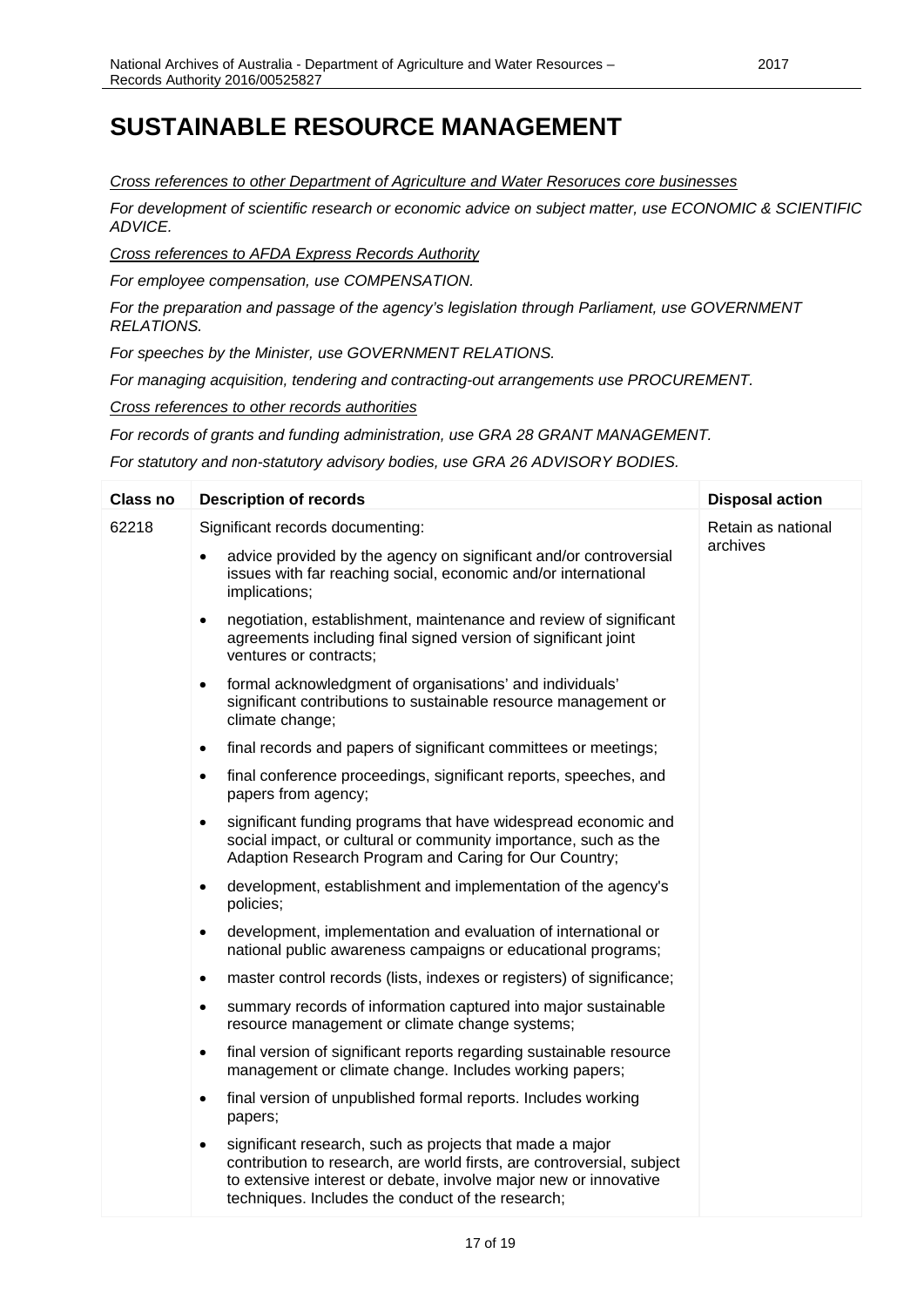# SUSTAINABLE RESOURCE MANAGEMENT

*Cross references to other Department of Agriculture and Water Resoruces core businesses*

*For development of scientific research or economic advice on subject matter, use ECONOMIC & SCIENTIFIC ADVICE.*

*Cross references to AFDA Express Records Authority*

*For employee compensation, use COMPENSATION.*

*For the preparation and passage of the agency's legislation through Parliament, use GOVERNMENT RELATIONS.*

*For speeches by the Minister, use GOVERNMENT RELATIONS.*

*For managing acquisition, tendering and contracting-out arrangements use PROCUREMENT.*

*Cross references to other records authorities*

*For records of grants and funding administration, use GRA 28 GRANT MANAGEMENT.*

*For statutory and non-statutory advisory bodies, use GRA 26 ADVISORY BODIES.*

| Class no | Description of records | Disposal action |
|---|---|---|
| 62218 | Significant records documenting:<br>• advice provided by the agency on significant and/or controversial issues with far reaching social, economic and/or international implications;<br>• negotiation, establishment, maintenance and review of significant agreements including final signed version of significant joint ventures or contracts;<br>• formal acknowledgment of organisations' and individuals' significant contributions to sustainable resource management or climate change;<br>• final records and papers of significant committees or meetings;<br>• final conference proceedings, significant reports, speeches, and papers from agency;<br>• significant funding programs that have widespread economic and social impact, or cultural or community importance, such as the Adaption Research Program and Caring for Our Country;<br>• development, establishment and implementation of the agency's policies;<br>• development, implementation and evaluation of international or national public awareness campaigns or educational programs;<br>• master control records (lists, indexes or registers) of significance;<br>• summary records of information captured into major sustainable resource management or climate change systems;<br>• final version of significant reports regarding sustainable resource management or climate change. Includes working papers;<br>• final version of unpublished formal reports. Includes working papers;<br>• significant research, such as projects that made a major contribution to research, are world firsts, are controversial, subject to extensive interest or debate, involve major new or innovative techniques. Includes the conduct of the research; | Retain as national archives |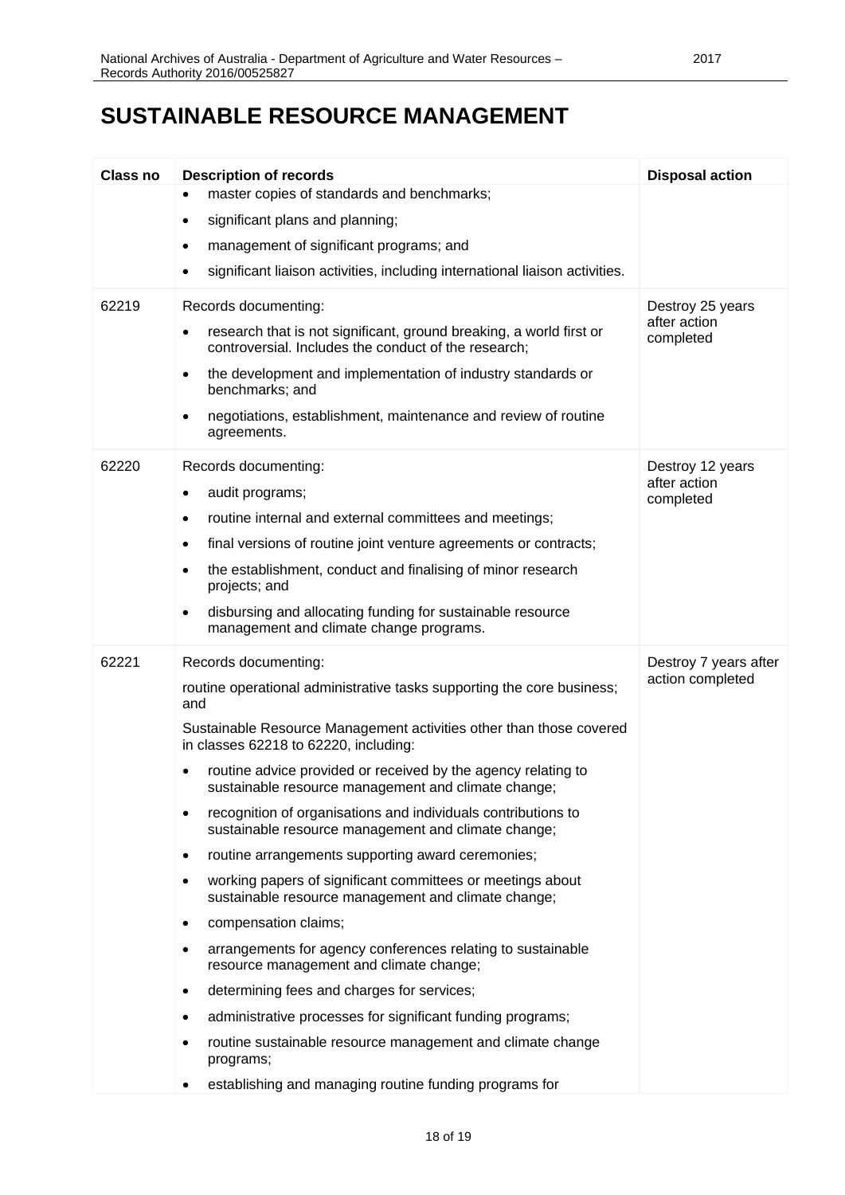# SUSTAINABLE RESOURCE MANAGEMENT

| Class no | Description of records | Disposal action |
|---|---|---|
| | • master copies of standards and benchmarks;<br>• significant plans and planning;<br>• management of significant programs; and<br>• significant liaison activities, including international liaison activities. | |
| 62219 | Records documenting:<br>• research that is not significant, ground breaking, a world first or controversial. Includes the conduct of the research;<br>• the development and implementation of industry standards or benchmarks; and<br>• negotiations, establishment, maintenance and review of routine agreements. | Destroy 25 years after action completed |
| 62220 | Records documenting:<br>• audit programs;<br>• routine internal and external committees and meetings;<br>• final versions of routine joint venture agreements or contracts;<br>• the establishment, conduct and finalising of minor research projects; and<br>• disbursing and allocating funding for sustainable resource management and climate change programs. | Destroy 12 years after action completed |
| 62221 | Records documenting:<br>routine operational administrative tasks supporting the core business; and<br>Sustainable Resource Management activities other than those covered in classes 62218 to 62220, including:<br>• routine advice provided or received by the agency relating to sustainable resource management and climate change;<br>• recognition of organisations and individuals contributions to sustainable resource management and climate change;<br>• routine arrangements supporting award ceremonies;<br>• working papers of significant committees or meetings about sustainable resource management and climate change;<br>• compensation claims;<br>• arrangements for agency conferences relating to sustainable resource management and climate change;<br>• determining fees and charges for services;<br>• administrative processes for significant funding programs;<br>• routine sustainable resource management and climate change programs;<br>• establishing and managing routine funding programs for | Destroy 7 years after action completed |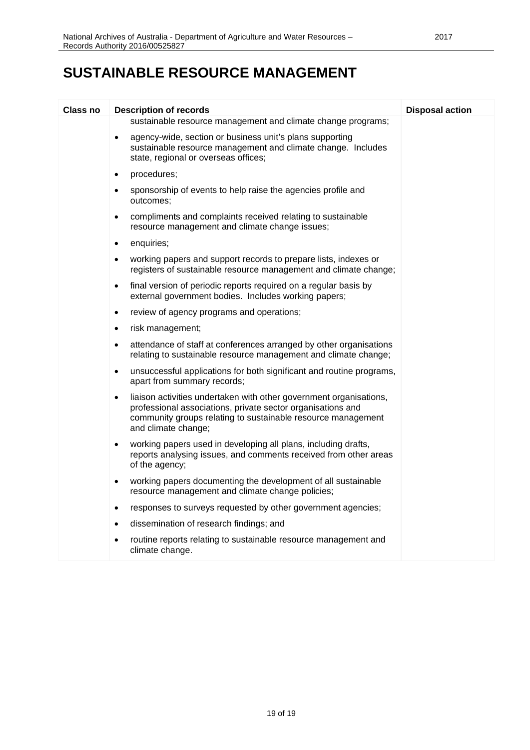# SUSTAINABLE RESOURCE MANAGEMENT

| Class no | Description of records | Disposal action |
|---|---|---|
| | sustainable resource management and climate change programs;<br>• agency-wide, section or business unit's plans supporting sustainable resource management and climate change. Includes state, regional or overseas offices;<br>• procedures;<br>• sponsorship of events to help raise the agencies profile and outcomes;<br>• compliments and complaints received relating to sustainable resource management and climate change issues;<br>• enquiries;<br>• working papers and support records to prepare lists, indexes or registers of sustainable resource management and climate change;<br>• final version of periodic reports required on a regular basis by external government bodies. Includes working papers;<br>• review of agency programs and operations;<br>• risk management;<br>• attendance of staff at conferences arranged by other organisations relating to sustainable resource management and climate change;<br>• unsuccessful applications for both significant and routine programs, apart from summary records;<br>• liaison activities undertaken with other government organisations, professional associations, private sector organisations and community groups relating to sustainable resource management and climate change;<br>• working papers used in developing all plans, including drafts, reports analysing issues, and comments received from other areas of the agency;<br>• working papers documenting the development of all sustainable resource management and climate change policies;<br>• responses to surveys requested by other government agencies;<br>• dissemination of research findings; and<br>• routine reports relating to sustainable resource management and climate change. | |